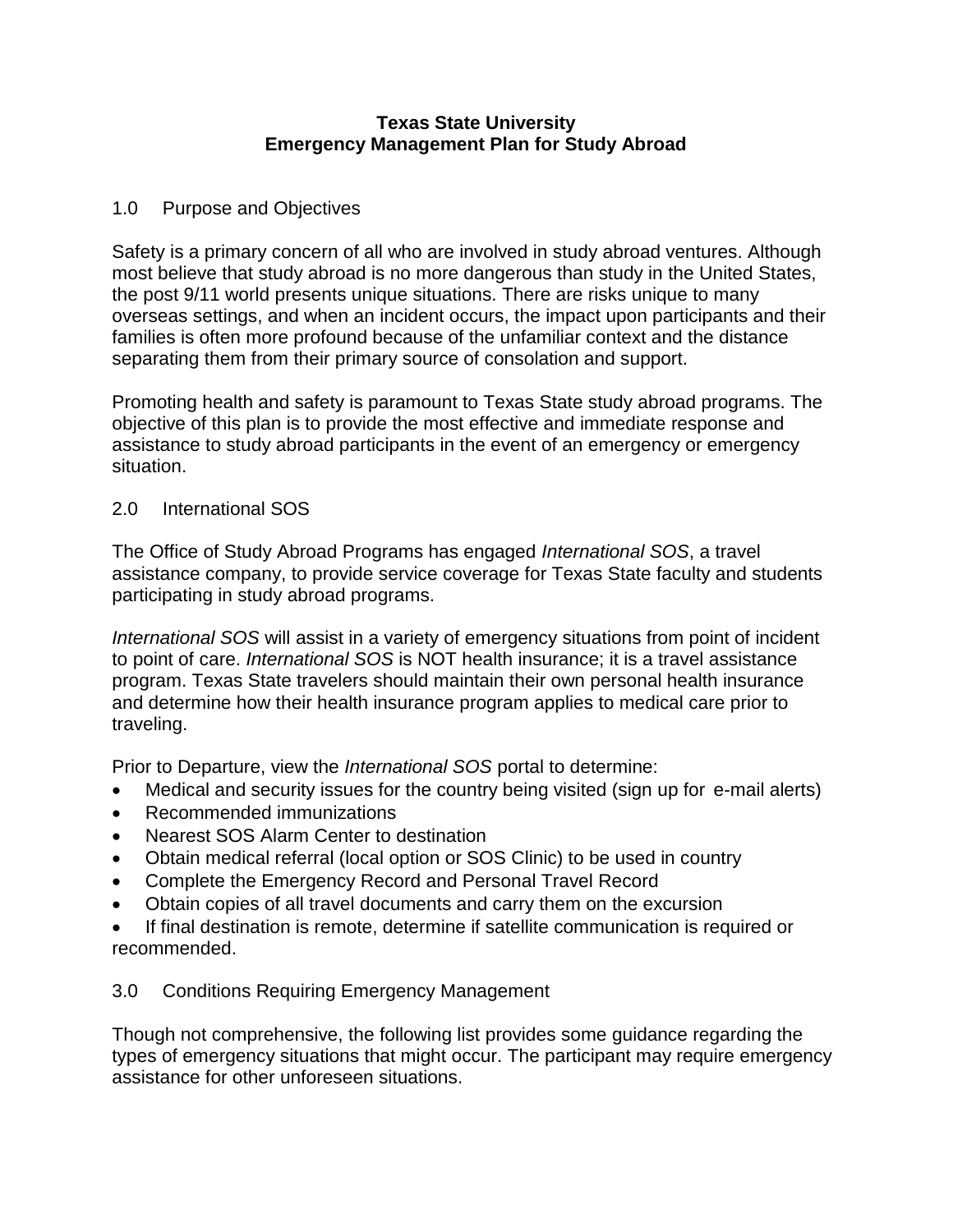# Texas State University
# Emergency Management Plan for Study Abroad

## 1.0 Purpose and Objectives

Safety is a primary concern of all who are involved in study abroad ventures. Although most believe that study abroad is no more dangerous than study in the United States, the post 9/11 world presents unique situations. There are risks unique to many overseas settings, and when an incident occurs, the impact upon participants and their families is often more profound because of the unfamiliar context and the distance separating them from their primary source of consolation and support.

Promoting health and safety is paramount to Texas State study abroad programs. The objective of this plan is to provide the most effective and immediate response and assistance to study abroad participants in the event of an emergency or emergency situation.

## 2.0 International SOS

The Office of Study Abroad Programs has engaged *International SOS*, a travel assistance company, to provide service coverage for Texas State faculty and students participating in study abroad programs.

*International SOS* will assist in a variety of emergency situations from point of incident to point of care. *International SOS* is NOT health insurance; it is a travel assistance program. Texas State travelers should maintain their own personal health insurance and determine how their health insurance program applies to medical care prior to traveling.

Prior to Departure, view the *International SOS* portal to determine:

- Medical and security issues for the country being visited (sign up for e-mail alerts)
- Recommended immunizations
- Nearest SOS Alarm Center to destination
- Obtain medical referral (local option or SOS Clinic) to be used in country
- Complete the Emergency Record and Personal Travel Record
- Obtain copies of all travel documents and carry them on the excursion
- If final destination is remote, determine if satellite communication is required or recommended.

## 3.0 Conditions Requiring Emergency Management

Though not comprehensive, the following list provides some guidance regarding the types of emergency situations that might occur. The participant may require emergency assistance for other unforeseen situations.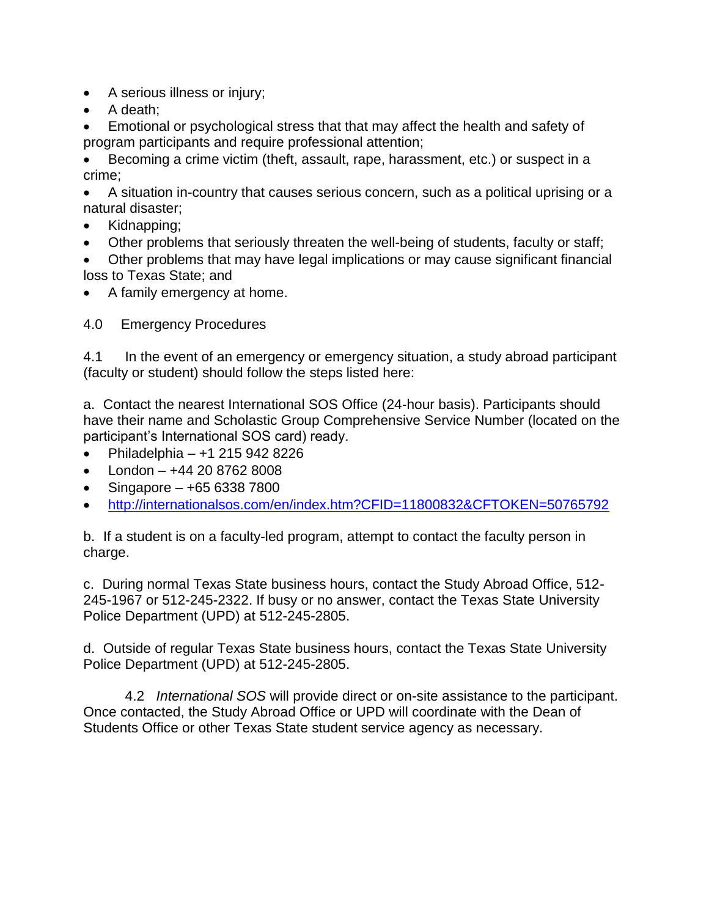- A serious illness or injury;
- A death;
- Emotional or psychological stress that that may affect the health and safety of program participants and require professional attention;
- Becoming a crime victim (theft, assault, rape, harassment, etc.) or suspect in a crime;
- A situation in-country that causes serious concern, such as a political uprising or a natural disaster;
- Kidnapping;
- Other problems that seriously threaten the well-being of students, faculty or staff;
- Other problems that may have legal implications or may cause significant financial loss to Texas State; and
- A family emergency at home.

## 4.0 Emergency Procedures

4.1 In the event of an emergency or emergency situation, a study abroad participant (faculty or student) should follow the steps listed here:

a. Contact the nearest International SOS Office (24-hour basis). Participants should have their name and Scholastic Group Comprehensive Service Number (located on the participant's International SOS card) ready.

- Philadelphia – +1 215 942 8226
- London – +44 20 8762 8008
- Singapore – +65 6338 7800
- [http://internationalsos.com/en/index.htm?CFID=11800832&CFTOKEN=50765792](http://internationalsos.com/en/index.htm?CFID=11800832&CFTOKEN=50765792)

b. If a student is on a faculty-led program, attempt to contact the faculty person in charge.

c. During normal Texas State business hours, contact the Study Abroad Office, 512-245-1967 or 512-245-2322. If busy or no answer, contact the Texas State University Police Department (UPD) at 512-245-2805.

d. Outside of regular Texas State business hours, contact the Texas State University Police Department (UPD) at 512-245-2805.

4.2 *International SOS* will provide direct or on-site assistance to the participant. Once contacted, the Study Abroad Office or UPD will coordinate with the Dean of Students Office or other Texas State student service agency as necessary.